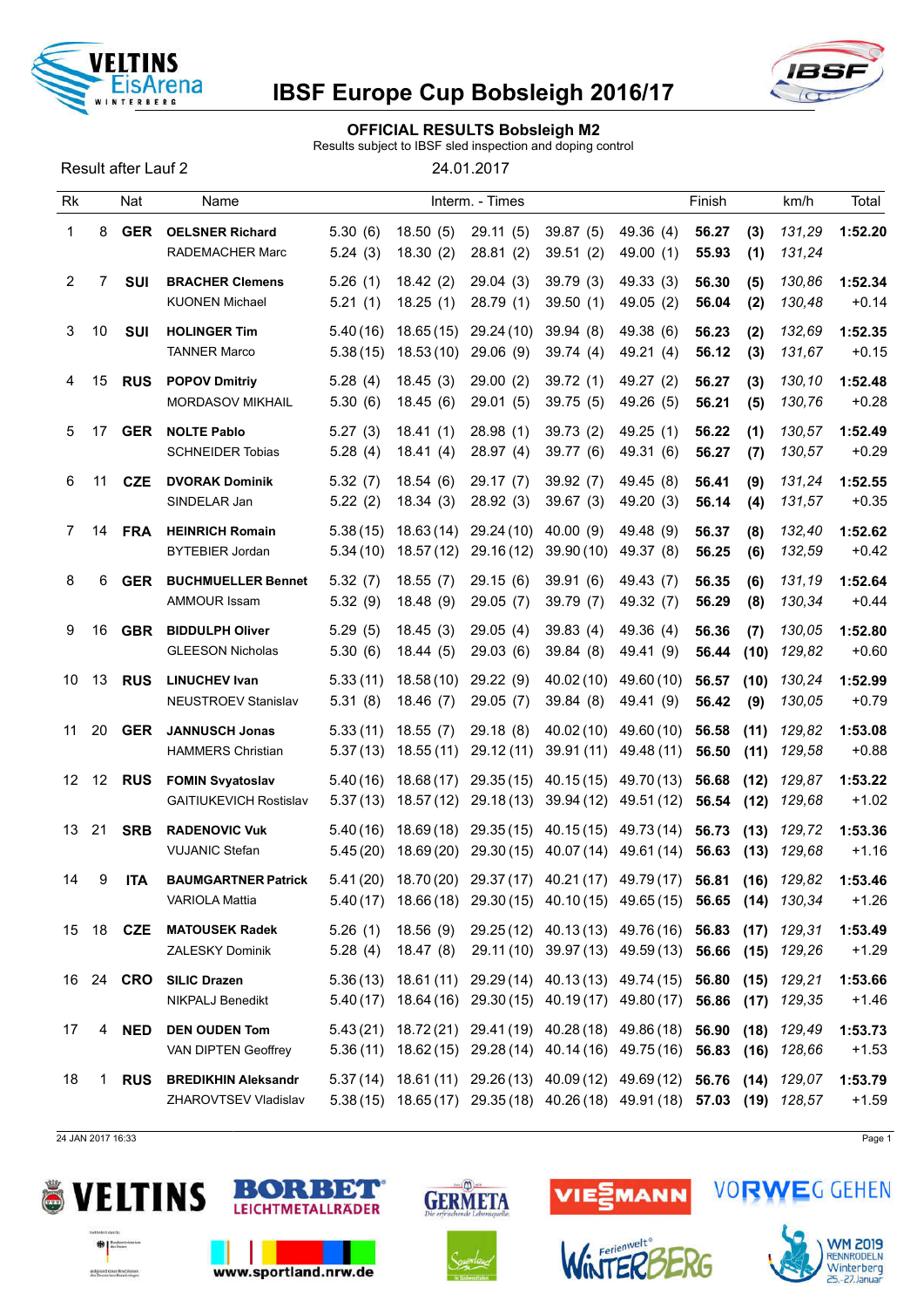# IBSF Europe Cup Bobsleigh 2016/17

## OFFICIAL RESULTS Bobsleigh M2

Results subject to IBSF sled inspection and doping control

Result after Lauf 2 — 24.01.2017

| Rk | | Nat | Name | Interm. - Times | | | | | Finish | | km/h | Total |
|---|---|---|---|---|---|---|---|---|---|---|---|---|
| 1 | 8 | **GER** | **OELSNER Richard** | 5.30 (6) | 18.50 (5) | 29.11 (5) | 39.87 (5) | 49.36 (4) | **56.27** | **(3)** | *131,29* | **1:52.20** |
| | | | RADEMACHER Marc | 5.24 (3) | 18.30 (2) | 28.81 (2) | 39.51 (2) | 49.00 (1) | **55.93** | **(1)** | *131,24* | |
| 2 | 7 | **SUI** | **BRACHER Clemens** | 5.26 (1) | 18.42 (2) | 29.04 (3) | 39.79 (3) | 49.33 (3) | **56.30** | **(5)** | *130,86* | **1:52.34** |
| | | | KUONEN Michael | 5.21 (1) | 18.25 (1) | 28.79 (1) | 39.50 (1) | 49.05 (2) | **56.04** | **(2)** | *130,48* | +0.14 |
| 3 | 10 | **SUI** | **HOLINGER Tim** | 5.40 (16) | 18.65 (15) | 29.24 (10) | 39.94 (8) | 49.38 (6) | **56.23** | **(2)** | *132,69* | **1:52.35** |
| | | | TANNER Marco | 5.38 (15) | 18.53 (10) | 29.06 (9) | 39.74 (4) | 49.21 (4) | **56.12** | **(3)** | *131,67* | +0.15 |
| 4 | 15 | **RUS** | **POPOV Dmitriy** | 5.28 (4) | 18.45 (3) | 29.00 (2) | 39.72 (1) | 49.27 (2) | **56.27** | **(3)** | *130,10* | **1:52.48** |
| | | | MORDASOV MIKHAIL | 5.30 (6) | 18.45 (6) | 29.01 (5) | 39.75 (5) | 49.26 (5) | **56.21** | **(5)** | *130,76* | +0.28 |
| 5 | 17 | **GER** | **NOLTE Pablo** | 5.27 (3) | 18.41 (1) | 28.98 (1) | 39.73 (2) | 49.25 (1) | **56.22** | **(1)** | *130,57* | **1:52.49** |
| | | | SCHNEIDER Tobias | 5.28 (4) | 18.41 (4) | 28.97 (4) | 39.77 (6) | 49.31 (6) | **56.27** | **(7)** | *130,57* | +0.29 |
| 6 | 11 | **CZE** | **DVORAK Dominik** | 5.32 (7) | 18.54 (6) | 29.17 (7) | 39.92 (7) | 49.45 (8) | **56.41** | **(9)** | *131,24* | **1:52.55** |
| | | | SINDELAR Jan | 5.22 (2) | 18.34 (3) | 28.92 (3) | 39.67 (3) | 49.20 (3) | **56.14** | **(4)** | *131,57* | +0.35 |
| 7 | 14 | **FRA** | **HEINRICH Romain** | 5.38 (15) | 18.63 (14) | 29.24 (10) | 40.00 (9) | 49.48 (9) | **56.37** | **(8)** | *132,40* | **1:52.62** |
| | | | BYTEBIER Jordan | 5.34 (10) | 18.57 (12) | 29.16 (12) | 39.90 (10) | 49.37 (8) | **56.25** | **(6)** | *132,59* | +0.42 |
| 8 | 6 | **GER** | **BUCHMUELLER Bennet** | 5.32 (7) | 18.55 (7) | 29.15 (6) | 39.91 (6) | 49.43 (7) | **56.35** | **(6)** | *131,19* | **1:52.64** |
| | | | AMMOUR Issam | 5.32 (9) | 18.48 (9) | 29.05 (7) | 39.79 (7) | 49.32 (7) | **56.29** | **(8)** | *130,34* | +0.44 |
| 9 | 16 | **GBR** | **BIDDULPH Oliver** | 5.29 (5) | 18.45 (3) | 29.05 (4) | 39.83 (4) | 49.36 (4) | **56.36** | **(7)** | *130,05* | **1:52.80** |
| | | | GLEESON Nicholas | 5.30 (6) | 18.44 (5) | 29.03 (6) | 39.84 (8) | 49.41 (9) | **56.44** | **(10)** | *129,82* | +0.60 |
| 10 | 13 | **RUS** | **LINUCHEV Ivan** | 5.33 (11) | 18.58 (10) | 29.22 (9) | 40.02 (10) | 49.60 (10) | **56.57** | **(10)** | *130,24* | **1:52.99** |
| | | | NEUSTROEV Stanislav | 5.31 (8) | 18.46 (7) | 29.05 (7) | 39.84 (8) | 49.41 (9) | **56.42** | **(9)** | *130,05* | +0.79 |
| 11 | 20 | **GER** | **JANNUSCH Jonas** | 5.33 (11) | 18.55 (7) | 29.18 (8) | 40.02 (10) | 49.60 (10) | **56.58** | **(11)** | *129,82* | **1:53.08** |
| | | | HAMMERS Christian | 5.37 (13) | 18.55 (11) | 29.12 (11) | 39.91 (11) | 49.48 (11) | **56.50** | **(11)** | *129,58* | +0.88 |
| 12 | 12 | **RUS** | **FOMIN Svyatoslav** | 5.40 (16) | 18.68 (17) | 29.35 (15) | 40.15 (15) | 49.70 (13) | **56.68** | **(12)** | *129,87* | **1:53.22** |
| | | | GAITIUKEVICH Rostislav | 5.37 (13) | 18.57 (12) | 29.18 (13) | 39.94 (12) | 49.51 (12) | **56.54** | **(12)** | *129,68* | +1.02 |
| 13 | 21 | **SRB** | **RADENOVIC Vuk** | 5.40 (16) | 18.69 (18) | 29.35 (15) | 40.15 (15) | 49.73 (14) | **56.73** | **(13)** | *129,72* | **1:53.36** |
| | | | VUJANIC Stefan | 5.45 (20) | 18.69 (20) | 29.30 (15) | 40.07 (14) | 49.61 (14) | **56.63** | **(13)** | *129,68* | +1.16 |
| 14 | 9 | **ITA** | **BAUMGARTNER Patrick** | 5.41 (20) | 18.70 (20) | 29.37 (17) | 40.21 (17) | 49.79 (17) | **56.81** | **(16)** | *129,82* | **1:53.46** |
| | | | VARIOLA Mattia | 5.40 (17) | 18.66 (18) | 29.30 (15) | 40.10 (15) | 49.65 (15) | **56.65** | **(14)** | *130,34* | +1.26 |
| 15 | 18 | **CZE** | **MATOUSEK Radek** | 5.26 (1) | 18.56 (9) | 29.25 (12) | 40.13 (13) | 49.76 (16) | **56.83** | **(17)** | *129,31* | **1:53.49** |
| | | | ZALESKY Dominik | 5.28 (4) | 18.47 (8) | 29.11 (10) | 39.97 (13) | 49.59 (13) | **56.66** | **(15)** | *129,26* | +1.29 |
| 16 | 24 | **CRO** | **SILIC Drazen** | 5.36 (13) | 18.61 (11) | 29.29 (14) | 40.13 (13) | 49.74 (15) | **56.80** | **(15)** | *129,21* | **1:53.66** |
| | | | NIKPALJ Benedikt | 5.40 (17) | 18.64 (16) | 29.30 (15) | 40.19 (17) | 49.80 (17) | **56.86** | **(17)** | *129,35* | +1.46 |
| 17 | 4 | **NED** | **DEN OUDEN Tom** | 5.43 (21) | 18.72 (21) | 29.41 (19) | 40.28 (18) | 49.86 (18) | **56.90** | **(18)** | *129,49* | **1:53.73** |
| | | | VAN DIPTEN Geoffrey | 5.36 (11) | 18.62 (15) | 29.28 (14) | 40.14 (16) | 49.75 (16) | **56.83** | **(16)** | *128,66* | +1.53 |
| 18 | 1 | **RUS** | **BREDIKHIN Aleksandr** | 5.37 (14) | 18.61 (11) | 29.26 (13) | 40.09 (12) | 49.69 (12) | **56.76** | **(14)** | *129,07* | **1:53.79** |
| | | | ZHAROVTSEV Vladislav | 5.38 (15) | 18.65 (17) | 29.35 (18) | 40.26 (18) | 49.91 (18) | **57.03** | **(19)** | *128,57* | +1.59 |

24 JAN 2017 16:33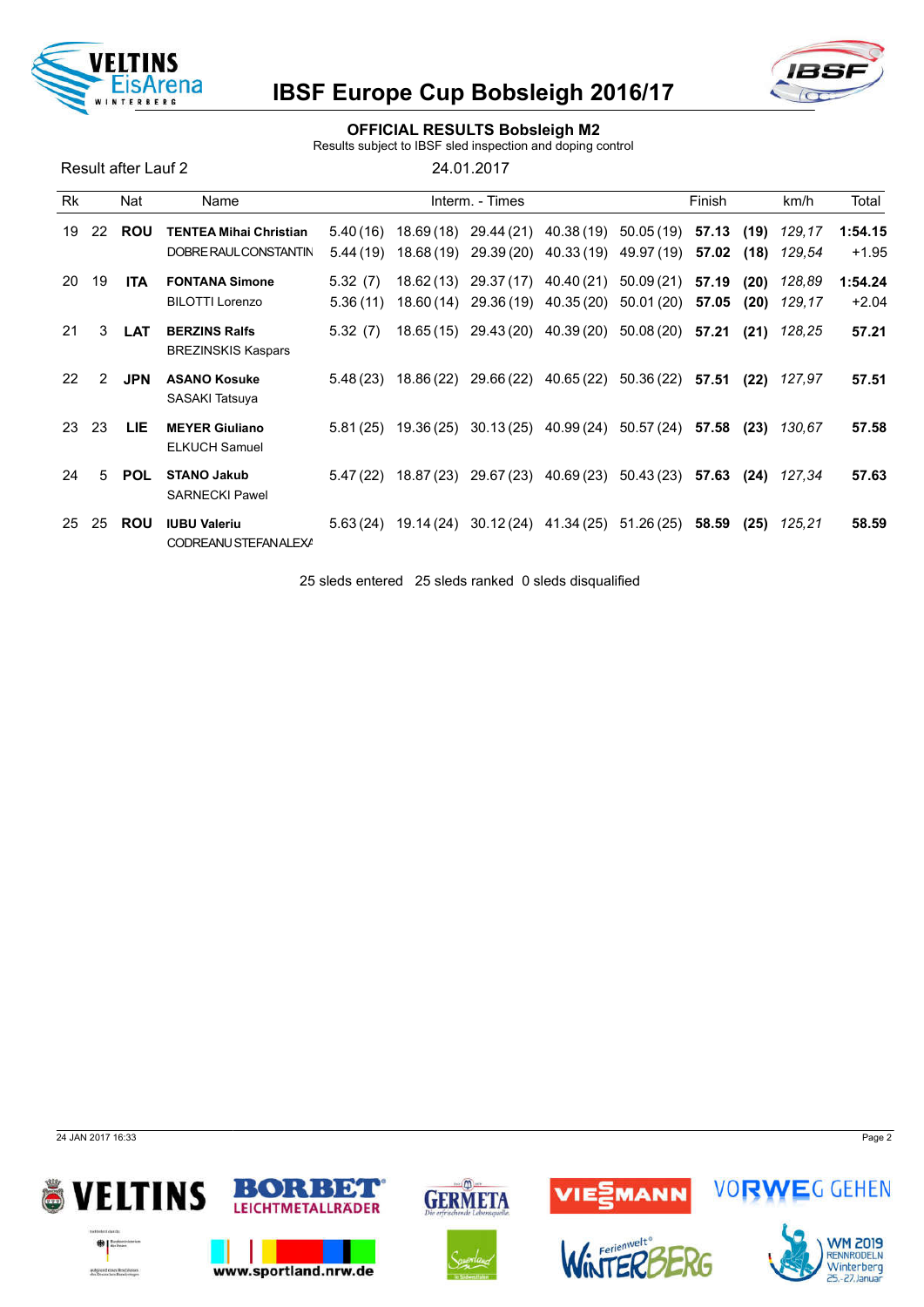# IBSF Europe Cup Bobsleigh 2016/17

## OFFICIAL RESULTS Bobsleigh M2

Results subject to IBSF sled inspection and doping control

Result after Lauf 2 — 24.01.2017

| Rk | | Nat | Name | Interm. - Times | | | | | Finish | | km/h | Total |
|---|---|---|---|---|---|---|---|---|---|---|---|---|
| 19 | 22 | **ROU** | **TENTEA Mihai Christian** | 5.40 (16) | 18.69 (18) | 29.44 (21) | 40.38 (19) | 50.05 (19) | **57.13** | **(19)** | *129,17* | **1:54.15** |
| | | | DOBRE RAUL CONSTANTIN | 5.44 (19) | 18.68 (19) | 29.39 (20) | 40.33 (19) | 49.97 (19) | **57.02** | **(18)** | *129,54* | +1.95 |
| 20 | 19 | **ITA** | **FONTANA Simone** | 5.32 (7) | 18.62 (13) | 29.37 (17) | 40.40 (21) | 50.09 (21) | **57.19** | **(20)** | *128,89* | **1:54.24** |
| | | | BILOTTI Lorenzo | 5.36 (11) | 18.60 (14) | 29.36 (19) | 40.35 (20) | 50.01 (20) | **57.05** | **(20)** | *129,17* | +2.04 |
| 21 | 3 | **LAT** | **BERZINS Ralfs** | 5.32 (7) | 18.65 (15) | 29.43 (20) | 40.39 (20) | 50.08 (20) | **57.21** | **(21)** | *128,25* | **57.21** |
| | | | BREZINSKIS Kaspars | | | | | | | | | |
| 22 | 2 | **JPN** | **ASANO Kosuke** | 5.48 (23) | 18.86 (22) | 29.66 (22) | 40.65 (22) | 50.36 (22) | **57.51** | **(22)** | *127,97* | **57.51** |
| | | | SASAKI Tatsuya | | | | | | | | | |
| 23 | 23 | **LIE** | **MEYER Giuliano** | 5.81 (25) | 19.36 (25) | 30.13 (25) | 40.99 (24) | 50.57 (24) | **57.58** | **(23)** | *130,67* | **57.58** |
| | | | ELKUCH Samuel | | | | | | | | | |
| 24 | 5 | **POL** | **STANO Jakub** | 5.47 (22) | 18.87 (23) | 29.67 (23) | 40.69 (23) | 50.43 (23) | **57.63** | **(24)** | *127,34* | **57.63** |
| | | | SARNECKI Pawel | | | | | | | | | |
| 25 | 25 | **ROU** | **IUBU Valeriu** | 5.63 (24) | 19.14 (24) | 30.12 (24) | 41.34 (25) | 51.26 (25) | **58.59** | **(25)** | *125,21* | **58.59** |
| | | | CODREANU STEFAN ALEXA | | | | | | | | | |

25 sleds entered 25 sleds ranked 0 sleds disqualified

24 JAN 2017 16:33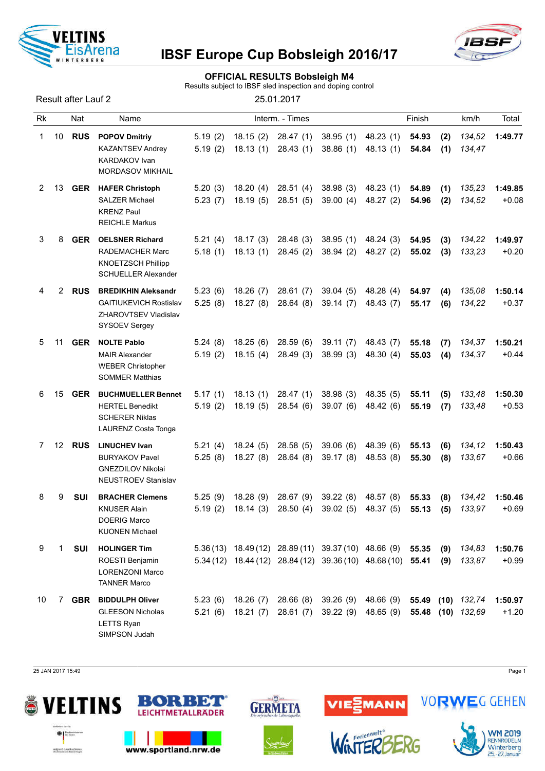# IBSF Europe Cup Bobsleigh 2016/17

## OFFICIAL RESULTS Bobsleigh M4

Results subject to IBSF sled inspection and doping control

Result after Lauf 2 — 25.01.2017

| Rk | | Nat | Name | Interm. - Times | | | | | Finish | | km/h | Total |
|---|---|---|---|---|---|---|---|---|---|---|---|---|
| 1 | 10 | **RUS** | **POPOV Dmitriy** | 5.19 (2) | 18.15 (2) | 28.47 (1) | 38.95 (1) | 48.23 (1) | **54.93** | **(2)** | *134,52* | **1:49.77** |
| | | | KAZANTSEV Andrey | 5.19 (2) | 18.13 (1) | 28.43 (1) | 38.86 (1) | 48.13 (1) | **54.84** | **(1)** | *134,47* | |
| | | | KARDAKOV Ivan | | | | | | | | | |
| | | | MORDASOV MIKHAIL | | | | | | | | | |
| 2 | 13 | **GER** | **HAFER Christoph** | 5.20 (3) | 18.20 (4) | 28.51 (4) | 38.98 (3) | 48.23 (1) | **54.89** | **(1)** | *135,23* | **1:49.85** |
| | | | SALZER Michael | 5.23 (7) | 18.19 (5) | 28.51 (5) | 39.00 (4) | 48.27 (2) | **54.96** | **(2)** | *134,52* | +0.08 |
| | | | KRENZ Paul | | | | | | | | | |
| | | | REICHLE Markus | | | | | | | | | |
| 3 | 8 | **GER** | **OELSNER Richard** | 5.21 (4) | 18.17 (3) | 28.48 (3) | 38.95 (1) | 48.24 (3) | **54.95** | **(3)** | *134,22* | **1:49.97** |
| | | | RADEMACHER Marc | 5.18 (1) | 18.13 (1) | 28.45 (2) | 38.94 (2) | 48.27 (2) | **55.02** | **(3)** | *133,23* | +0.20 |
| | | | KNOETZSCH Phillipp | | | | | | | | | |
| | | | SCHUELLER Alexander | | | | | | | | | |
| 4 | 2 | **RUS** | **BREDIKHIN Aleksandr** | 5.23 (6) | 18.26 (7) | 28.61 (7) | 39.04 (5) | 48.28 (4) | **54.97** | **(4)** | *135,08* | **1:50.14** |
| | | | GAITIUKEVICH Rostislav | 5.25 (8) | 18.27 (8) | 28.64 (8) | 39.14 (7) | 48.43 (7) | **55.17** | **(6)** | *134,22* | +0.37 |
| | | | ZHAROVTSEV Vladislav | | | | | | | | | |
| | | | SYSOEV Sergey | | | | | | | | | |
| 5 | 11 | **GER** | **NOLTE Pablo** | 5.24 (8) | 18.25 (6) | 28.59 (6) | 39.11 (7) | 48.43 (7) | **55.18** | **(7)** | *134,37* | **1:50.21** |
| | | | MAIR Alexander | 5.19 (2) | 18.15 (4) | 28.49 (3) | 38.99 (3) | 48.30 (4) | **55.03** | **(4)** | *134,37* | +0.44 |
| | | | WEBER Christopher | | | | | | | | | |
| | | | SOMMER Matthias | | | | | | | | | |
| 6 | 15 | **GER** | **BUCHMUELLER Bennet** | 5.17 (1) | 18.13 (1) | 28.47 (1) | 38.98 (3) | 48.35 (5) | **55.11** | **(5)** | *133,48* | **1:50.30** |
| | | | HERTEL Benedikt | 5.19 (2) | 18.19 (5) | 28.54 (6) | 39.07 (6) | 48.42 (6) | **55.19** | **(7)** | *133,48* | +0.53 |
| | | | SCHERER Niklas | | | | | | | | | |
| | | | LAURENZ Costa Tonga | | | | | | | | | |
| 7 | 12 | **RUS** | **LINUCHEV Ivan** | 5.21 (4) | 18.24 (5) | 28.58 (5) | 39.06 (6) | 48.39 (6) | **55.13** | **(6)** | *134,12* | **1:50.43** |
| | | | BURYAKOV Pavel | 5.25 (8) | 18.27 (8) | 28.64 (8) | 39.17 (8) | 48.53 (8) | **55.30** | **(8)** | *133,67* | +0.66 |
| | | | GNEZDILOV Nikolai | | | | | | | | | |
| | | | NEUSTROEV Stanislav | | | | | | | | | |
| 8 | 9 | **SUI** | **BRACHER Clemens** | 5.25 (9) | 18.28 (9) | 28.67 (9) | 39.22 (8) | 48.57 (8) | **55.33** | **(8)** | *134,42* | **1:50.46** |
| | | | KNUSER Alain | 5.19 (2) | 18.14 (3) | 28.50 (4) | 39.02 (5) | 48.37 (5) | **55.13** | **(5)** | *133,97* | +0.69 |
| | | | DOERIG Marco | | | | | | | | | |
| | | | KUONEN Michael | | | | | | | | | |
| 9 | 1 | **SUI** | **HOLINGER Tim** | 5.36 (13) | 18.49 (12) | 28.89 (11) | 39.37 (10) | 48.66 (9) | **55.35** | **(9)** | *134,83* | **1:50.76** |
| | | | ROESTI Benjamin | 5.34 (12) | 18.44 (12) | 28.84 (12) | 39.36 (10) | 48.68 (10) | **55.41** | **(9)** | *133,87* | +0.99 |
| | | | LORENZONI Marco | | | | | | | | | |
| | | | TANNER Marco | | | | | | | | | |
| 10 | 7 | **GBR** | **BIDDULPH Oliver** | 5.23 (6) | 18.26 (7) | 28.66 (8) | 39.26 (9) | 48.66 (9) | **55.49** | **(10)** | *132,74* | **1:50.97** |
| | | | GLEESON Nicholas | 5.21 (6) | 18.21 (7) | 28.61 (7) | 39.22 (9) | 48.65 (9) | **55.48** | **(10)** | *132,69* | +1.20 |
| | | | LETTS Ryan | | | | | | | | | |
| | | | SIMPSON Judah | | | | | | | | | |

25 JAN 2017 15:49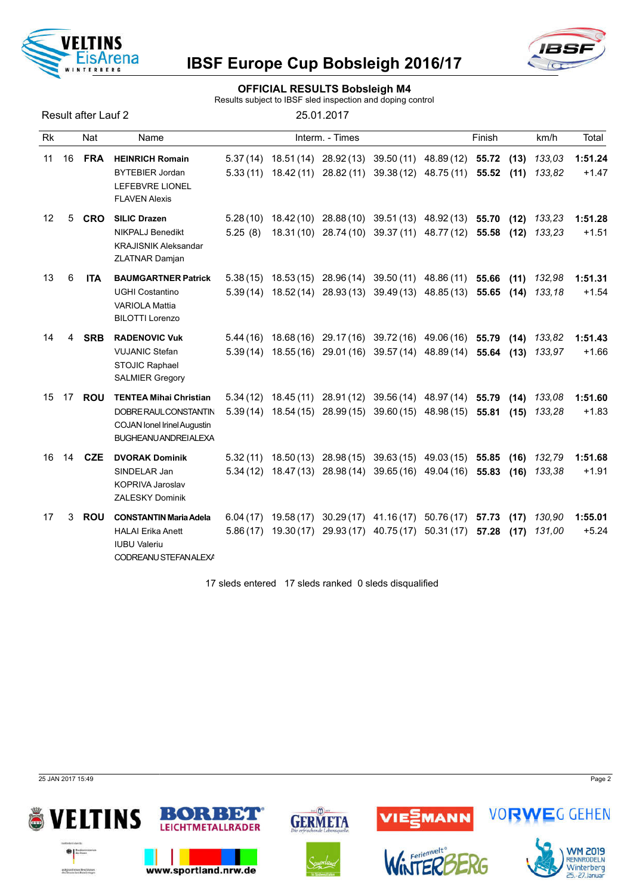# IBSF Europe Cup Bobsleigh 2016/17

## OFFICIAL RESULTS Bobsleigh M4

Results subject to IBSF sled inspection and doping control

Result after Lauf 2 — 25.01.2017

| Rk | | Nat | Name | Interm. - Times | | | | | Finish | | km/h | Total |
|---|---|---|---|---|---|---|---|---|---|---|---|---|
| 11 | 16 | **FRA** | **HEINRICH Romain** | 5.37 (14) | 18.51 (14) | 28.92 (13) | 39.50 (11) | 48.89 (12) | **55.72** | **(13)** | *133,03* | **1:51.24** |
| | | | BYTEBIER Jordan | 5.33 (11) | 18.42 (11) | 28.82 (11) | 39.38 (12) | 48.75 (11) | **55.52** | **(11)** | *133,82* | +1.47 |
| | | | LEFEBVRE LIONEL | | | | | | | | | |
| | | | FLAVEN Alexis | | | | | | | | | |
| 12 | 5 | **CRO** | **SILIC Drazen** | 5.28 (10) | 18.42 (10) | 28.88 (10) | 39.51 (13) | 48.92 (13) | **55.70** | **(12)** | *133,23* | **1:51.28** |
| | | | NIKPALJ Benedikt | 5.25 (8) | 18.31 (10) | 28.74 (10) | 39.37 (11) | 48.77 (12) | **55.58** | **(12)** | *133,23* | +1.51 |
| | | | KRAJISNIK Aleksandar | | | | | | | | | |
| | | | ZLATNAR Damjan | | | | | | | | | |
| 13 | 6 | **ITA** | **BAUMGARTNER Patrick** | 5.38 (15) | 18.53 (15) | 28.96 (14) | 39.50 (11) | 48.86 (11) | **55.66** | **(11)** | *132,98* | **1:51.31** |
| | | | UGHI Costantino | 5.39 (14) | 18.52 (14) | 28.93 (13) | 39.49 (13) | 48.85 (13) | **55.65** | **(14)** | *133,18* | +1.54 |
| | | | VARIOLA Mattia | | | | | | | | | |
| | | | BILOTTI Lorenzo | | | | | | | | | |
| 14 | 4 | **SRB** | **RADENOVIC Vuk** | 5.44 (16) | 18.68 (16) | 29.17 (16) | 39.72 (16) | 49.06 (16) | **55.79** | **(14)** | *133,82* | **1:51.43** |
| | | | VUJANIC Stefan | 5.39 (14) | 18.55 (16) | 29.01 (16) | 39.57 (14) | 48.89 (14) | **55.64** | **(13)** | *133,97* | +1.66 |
| | | | STOJIC Raphael | | | | | | | | | |
| | | | SALMIER Gregory | | | | | | | | | |
| 15 | 17 | **ROU** | **TENTEA Mihai Christian** | 5.34 (12) | 18.45 (11) | 28.91 (12) | 39.56 (14) | 48.97 (14) | **55.79** | **(14)** | *133,08* | **1:51.60** |
| | | | DOBRE RAUL CONSTANTIN | 5.39 (14) | 18.54 (15) | 28.99 (15) | 39.60 (15) | 48.98 (15) | **55.81** | **(15)** | *133,28* | +1.83 |
| | | | COJAN Ionel Irinel Augustin | | | | | | | | | |
| | | | BUGHEANU ANDREI ALEXA | | | | | | | | | |
| 16 | 14 | **CZE** | **DVORAK Dominik** | 5.32 (11) | 18.50 (13) | 28.98 (15) | 39.63 (15) | 49.03 (15) | **55.85** | **(16)** | *132,79* | **1:51.68** |
| | | | SINDELAR Jan | 5.34 (12) | 18.47 (13) | 28.98 (14) | 39.65 (16) | 49.04 (16) | **55.83** | **(16)** | *133,38* | +1.91 |
| | | | KOPRIVA Jaroslav | | | | | | | | | |
| | | | ZALESKY Dominik | | | | | | | | | |
| 17 | 3 | **ROU** | **CONSTANTIN Maria Adela** | 6.04 (17) | 19.58 (17) | 30.29 (17) | 41.16 (17) | 50.76 (17) | **57.73** | **(17)** | *130,90* | **1:55.01** |
| | | | HALAI Erika Anett | 5.86 (17) | 19.30 (17) | 29.93 (17) | 40.75 (17) | 50.31 (17) | **57.28** | **(17)** | *131,00* | +5.24 |
| | | | IUBU Valeriu | | | | | | | | | |
| | | | CODREANU STEFAN ALEXA | | | | | | | | | |

17 sleds entered 17 sleds ranked 0 sleds disqualified

25 JAN 2017 15:49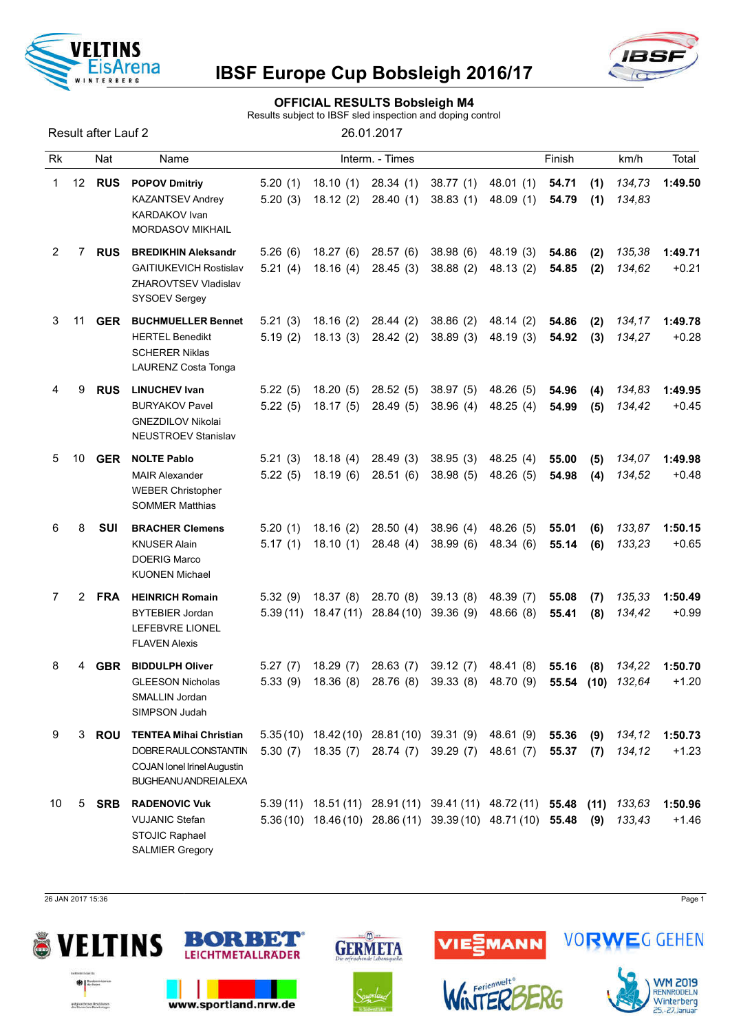# IBSF Europe Cup Bobsleigh 2016/17

## OFFICIAL RESULTS Bobsleigh M4

Results subject to IBSF sled inspection and doping control

Result after Lauf 2 — 26.01.2017

| Rk | | Nat | Name | Interm. - Times | | | | | Finish | | km/h | Total |
|---|---|---|---|---|---|---|---|---|---|---|---|---|
| 1 | 12 | **RUS** | **POPOV Dmitriy** | 5.20 (1) | 18.10 (1) | 28.34 (1) | 38.77 (1) | 48.01 (1) | **54.71** | **(1)** | *134,73* | **1:49.50** |
| | | | KAZANTSEV Andrey | 5.20 (3) | 18.12 (2) | 28.40 (1) | 38.83 (1) | 48.09 (1) | **54.79** | **(1)** | *134,83* | |
| | | | KARDAKOV Ivan | | | | | | | | | |
| | | | MORDASOV MIKHAIL | | | | | | | | | |
| 2 | 7 | **RUS** | **BREDIKHIN Aleksandr** | 5.26 (6) | 18.27 (6) | 28.57 (6) | 38.98 (6) | 48.19 (3) | **54.86** | **(2)** | *135,38* | **1:49.71** |
| | | | GAITIUKEVICH Rostislav | 5.21 (4) | 18.16 (4) | 28.45 (3) | 38.88 (2) | 48.13 (2) | **54.85** | **(2)** | *134,62* | +0.21 |
| | | | ZHAROVTSEV Vladislav | | | | | | | | | |
| | | | SYSOEV Sergey | | | | | | | | | |
| 3 | 11 | **GER** | **BUCHMUELLER Bennet** | 5.21 (3) | 18.16 (2) | 28.44 (2) | 38.86 (2) | 48.14 (2) | **54.86** | **(2)** | *134,17* | **1:49.78** |
| | | | HERTEL Benedikt | 5.19 (2) | 18.13 (3) | 28.42 (2) | 38.89 (3) | 48.19 (3) | **54.92** | **(3)** | *134,27* | +0.28 |
| | | | SCHERER Niklas | | | | | | | | | |
| | | | LAURENZ Costa Tonga | | | | | | | | | |
| 4 | 9 | **RUS** | **LINUCHEV Ivan** | 5.22 (5) | 18.20 (5) | 28.52 (5) | 38.97 (5) | 48.26 (5) | **54.96** | **(4)** | *134,83* | **1:49.95** |
| | | | BURYAKOV Pavel | 5.22 (5) | 18.17 (5) | 28.49 (5) | 38.96 (4) | 48.25 (4) | **54.99** | **(5)** | *134,42* | +0.45 |
| | | | GNEZDILOV Nikolai | | | | | | | | | |
| | | | NEUSTROEV Stanislav | | | | | | | | | |
| 5 | 10 | **GER** | **NOLTE Pablo** | 5.21 (3) | 18.18 (4) | 28.49 (3) | 38.95 (3) | 48.25 (4) | **55.00** | **(5)** | *134,07* | **1:49.98** |
| | | | MAIR Alexander | 5.22 (5) | 18.19 (6) | 28.51 (6) | 38.98 (5) | 48.26 (5) | **54.98** | **(4)** | *134,52* | +0.48 |
| | | | WEBER Christopher | | | | | | | | | |
| | | | SOMMER Matthias | | | | | | | | | |
| 6 | 8 | **SUI** | **BRACHER Clemens** | 5.20 (1) | 18.16 (2) | 28.50 (4) | 38.96 (4) | 48.26 (5) | **55.01** | **(6)** | *133,87* | **1:50.15** |
| | | | KNUSER Alain | 5.17 (1) | 18.10 (1) | 28.48 (4) | 38.99 (6) | 48.34 (6) | **55.14** | **(6)** | *133,23* | +0.65 |
| | | | DOERIG Marco | | | | | | | | | |
| | | | KUONEN Michael | | | | | | | | | |
| 7 | 2 | **FRA** | **HEINRICH Romain** | 5.32 (9) | 18.37 (8) | 28.70 (8) | 39.13 (8) | 48.39 (7) | **55.08** | **(7)** | *135,33* | **1:50.49** |
| | | | BYTEBIER Jordan | 5.39 (11) | 18.47 (11) | 28.84 (10) | 39.36 (9) | 48.66 (8) | **55.41** | **(8)** | *134,42* | +0.99 |
| | | | LEFEBVRE LIONEL | | | | | | | | | |
| | | | FLAVEN Alexis | | | | | | | | | |
| 8 | 4 | **GBR** | **BIDDULPH Oliver** | 5.27 (7) | 18.29 (7) | 28.63 (7) | 39.12 (7) | 48.41 (8) | **55.16** | **(8)** | *134,22* | **1:50.70** |
| | | | GLEESON Nicholas | 5.33 (9) | 18.36 (8) | 28.76 (8) | 39.33 (8) | 48.70 (9) | **55.54** | **(10)** | *132,64* | +1.20 |
| | | | SMALLIN Jordan | | | | | | | | | |
| | | | SIMPSON Judah | | | | | | | | | |
| 9 | 3 | **ROU** | **TENTEA Mihai Christian** | 5.35 (10) | 18.42 (10) | 28.81 (10) | 39.31 (9) | 48.61 (9) | **55.36** | **(9)** | *134,12* | **1:50.73** |
| | | | DOBRE RAUL CONSTANTIN | 5.30 (7) | 18.35 (7) | 28.74 (7) | 39.29 (7) | 48.61 (7) | **55.37** | **(7)** | *134,12* | +1.23 |
| | | | COJAN Ionel Irinel Augustin | | | | | | | | | |
| | | | BUGHEANU ANDREI ALEXA | | | | | | | | | |
| 10 | 5 | **SRB** | **RADENOVIC Vuk** | 5.39 (11) | 18.51 (11) | 28.91 (11) | 39.41 (11) | 48.72 (11) | **55.48** | **(11)** | *133,63* | **1:50.96** |
| | | | VUJANIC Stefan | 5.36 (10) | 18.46 (10) | 28.86 (11) | 39.39 (10) | 48.71 (10) | **55.48** | **(9)** | *133,43* | +1.46 |
| | | | STOJIC Raphael | | | | | | | | | |
| | | | SALMIER Gregory | | | | | | | | | |

26 JAN 2017 15:36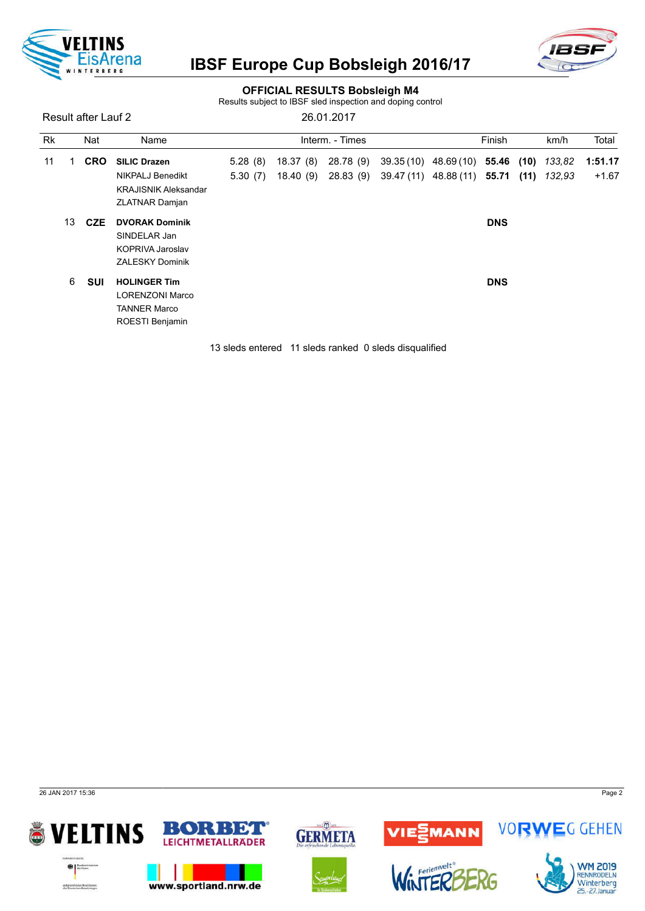# IBSF Europe Cup Bobsleigh 2016/17

## OFFICIAL RESULTS Bobsleigh M4

Results subject to IBSF sled inspection and doping control

Result after Lauf 2 — 26.01.2017

| Rk | | Nat | Name | Interm. - Times | | | | | Finish | | km/h | Total |
|---|---|---|---|---|---|---|---|---|---|---|---|---|
| 11 | 1 | **CRO** | **SILIC Drazen** | 5.28 (8) | 18.37 (8) | 28.78 (9) | 39.35 (10) | 48.69 (10) | **55.46** | **(10)** | *133,82* | **1:51.17** |
| | | | NIKPALJ Benedikt | 5.30 (7) | 18.40 (9) | 28.83 (9) | 39.47 (11) | 48.88 (11) | **55.71** | **(11)** | *132,93* | +1.67 |
| | | | KRAJISNIK Aleksandar | | | | | | | | | |
| | | | ZLATNAR Damjan | | | | | | | | | |
| | 13 | **CZE** | **DVORAK Dominik** | | | | | | **DNS** | | | |
| | | | SINDELAR Jan | | | | | | | | | |
| | | | KOPRIVA Jaroslav | | | | | | | | | |
| | | | ZALESKY Dominik | | | | | | | | | |
| | 6 | **SUI** | **HOLINGER Tim** | | | | | | **DNS** | | | |
| | | | LORENZONI Marco | | | | | | | | | |
| | | | TANNER Marco | | | | | | | | | |
| | | | ROESTI Benjamin | | | | | | | | | |

13 sleds entered 11 sleds ranked 0 sleds disqualified

26 JAN 2017 15:36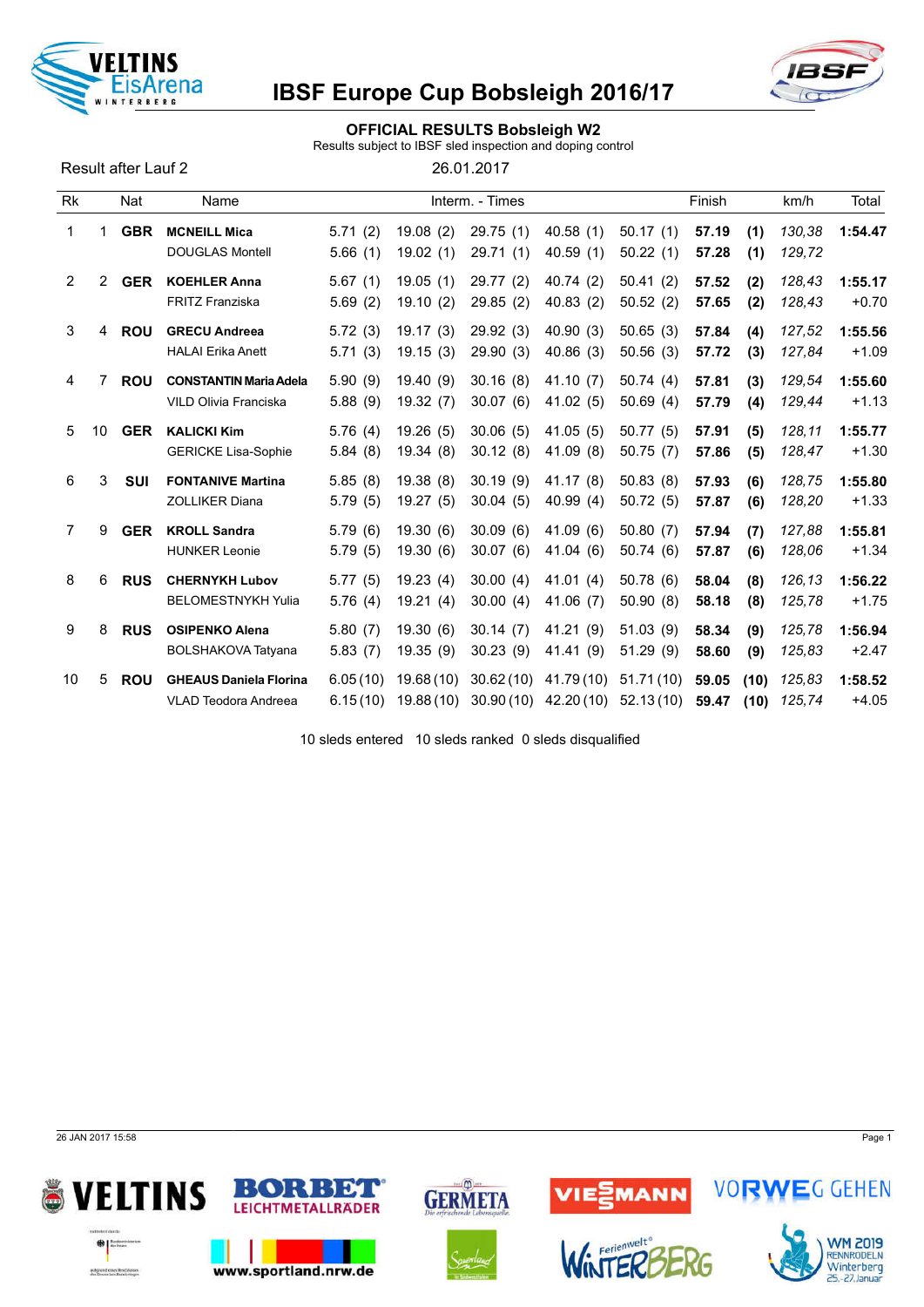# IBSF Europe Cup Bobsleigh 2016/17

## OFFICIAL RESULTS Bobsleigh W2

Results subject to IBSF sled inspection and doping control

Result after Lauf 2 — 26.01.2017

| Rk | | Nat | Name | Interm. - Times | | | | | Finish | | km/h | Total |
|---|---|---|---|---|---|---|---|---|---|---|---|---|
| 1 | 1 | **GBR** | **MCNEILL Mica** | 5.71 (2) | 19.08 (2) | 29.75 (1) | 40.58 (1) | 50.17 (1) | **57.19** | **(1)** | *130,38* | **1:54.47** |
| | | | DOUGLAS Montell | 5.66 (1) | 19.02 (1) | 29.71 (1) | 40.59 (1) | 50.22 (1) | **57.28** | **(1)** | *129,72* | |
| 2 | 2 | **GER** | **KOEHLER Anna** | 5.67 (1) | 19.05 (1) | 29.77 (2) | 40.74 (2) | 50.41 (2) | **57.52** | **(2)** | *128,43* | **1:55.17** |
| | | | FRITZ Franziska | 5.69 (2) | 19.10 (2) | 29.85 (2) | 40.83 (2) | 50.52 (2) | **57.65** | **(2)** | *128,43* | +0.70 |
| 3 | 4 | **ROU** | **GRECU Andreea** | 5.72 (3) | 19.17 (3) | 29.92 (3) | 40.90 (3) | 50.65 (3) | **57.84** | **(4)** | *127,52* | **1:55.56** |
| | | | HALAI Erika Anett | 5.71 (3) | 19.15 (3) | 29.90 (3) | 40.86 (3) | 50.56 (3) | **57.72** | **(3)** | *127,84* | +1.09 |
| 4 | 7 | **ROU** | **CONSTANTIN Maria Adela** | 5.90 (9) | 19.40 (9) | 30.16 (8) | 41.10 (7) | 50.74 (4) | **57.81** | **(3)** | *129,54* | **1:55.60** |
| | | | VILD Olivia Franciska | 5.88 (9) | 19.32 (7) | 30.07 (6) | 41.02 (5) | 50.69 (4) | **57.79** | **(4)** | *129,44* | +1.13 |
| 5 | 10 | **GER** | **KALICKI Kim** | 5.76 (4) | 19.26 (5) | 30.06 (5) | 41.05 (5) | 50.77 (5) | **57.91** | **(5)** | *128,11* | **1:55.77** |
| | | | GERICKE Lisa-Sophie | 5.84 (8) | 19.34 (8) | 30.12 (8) | 41.09 (8) | 50.75 (7) | **57.86** | **(5)** | *128,47* | +1.30 |
| 6 | 3 | **SUI** | **FONTANIVE Martina** | 5.85 (8) | 19.38 (8) | 30.19 (9) | 41.17 (8) | 50.83 (8) | **57.93** | **(6)** | *128,75* | **1:55.80** |
| | | | ZOLLIKER Diana | 5.79 (5) | 19.27 (5) | 30.04 (5) | 40.99 (4) | 50.72 (5) | **57.87** | **(6)** | *128,20* | +1.33 |
| 7 | 9 | **GER** | **KROLL Sandra** | 5.79 (6) | 19.30 (6) | 30.09 (6) | 41.09 (6) | 50.80 (7) | **57.94** | **(7)** | *127,88* | **1:55.81** |
| | | | HUNKER Leonie | 5.79 (5) | 19.30 (6) | 30.07 (6) | 41.04 (6) | 50.74 (6) | **57.87** | **(6)** | *128,06* | +1.34 |
| 8 | 6 | **RUS** | **CHERNYKH Lubov** | 5.77 (5) | 19.23 (4) | 30.00 (4) | 41.01 (4) | 50.78 (6) | **58.04** | **(8)** | *126,13* | **1:56.22** |
| | | | BELOMESTNYKH Yulia | 5.76 (4) | 19.21 (4) | 30.00 (4) | 41.06 (7) | 50.90 (8) | **58.18** | **(8)** | *125,78* | +1.75 |
| 9 | 8 | **RUS** | **OSIPENKO Alena** | 5.80 (7) | 19.30 (6) | 30.14 (7) | 41.21 (9) | 51.03 (9) | **58.34** | **(9)** | *125,78* | **1:56.94** |
| | | | BOLSHAKOVA Tatyana | 5.83 (7) | 19.35 (9) | 30.23 (9) | 41.41 (9) | 51.29 (9) | **58.60** | **(9)** | *125,83* | +2.47 |
| 10 | 5 | **ROU** | **GHEAUS Daniela Florina** | 6.05 (10) | 19.68 (10) | 30.62 (10) | 41.79 (10) | 51.71 (10) | **59.05** | **(10)** | *125,83* | **1:58.52** |
| | | | VLAD Teodora Andreea | 6.15 (10) | 19.88 (10) | 30.90 (10) | 42.20 (10) | 52.13 (10) | **59.47** | **(10)** | *125,74* | +4.05 |

10 sleds entered  10 sleds ranked  0 sleds disqualified

26 JAN 2017 15:58